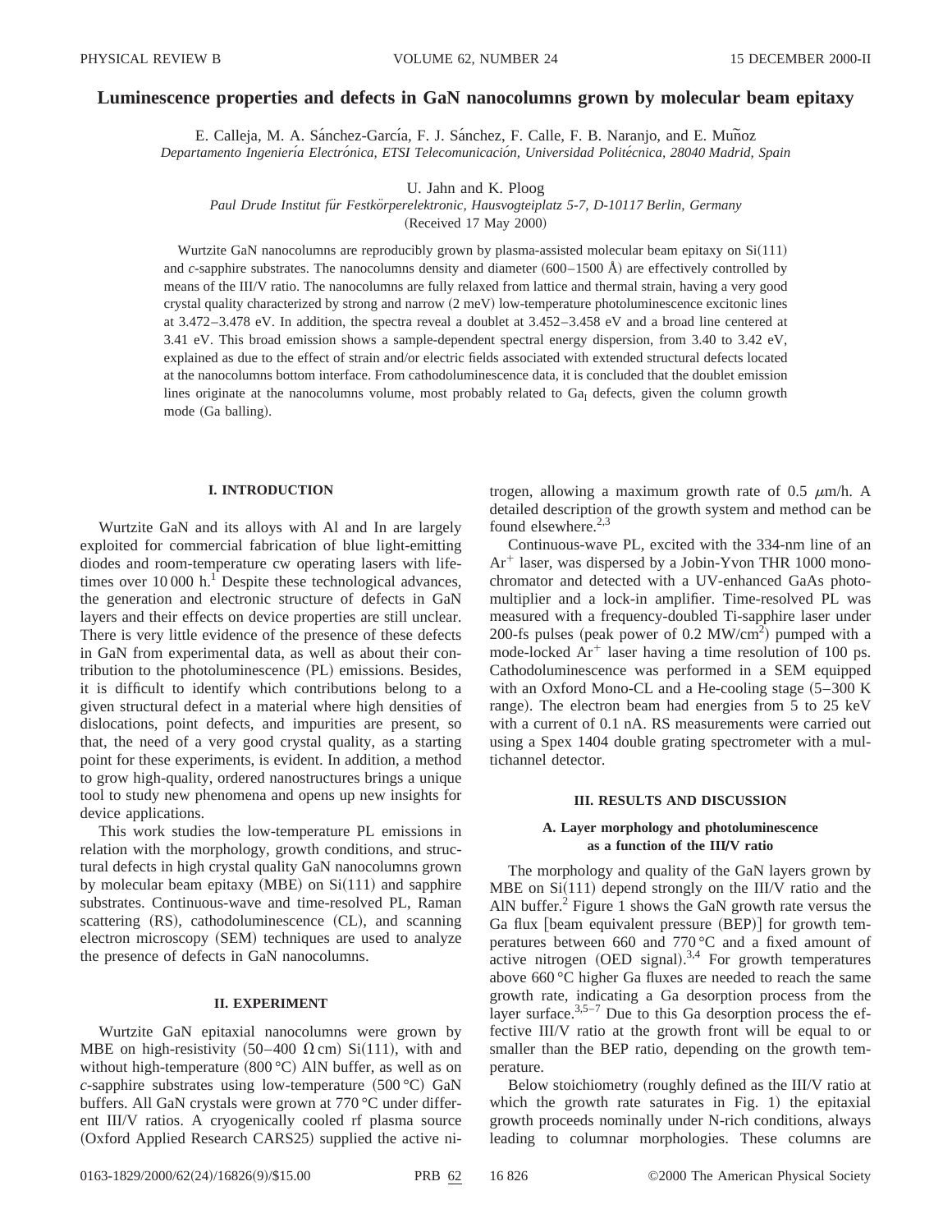# Luminescence properties and defects in GaN nanocolumns grown by molecular beam epitaxy

E. Calleja, M. A. Sánchez-García, F. J. Sánchez, F. Calle, F. B. Naranjo, and E. Muñoz

*Departamento Ingeniería Electrónica, ETSI Telecomunicación, Universidad Politécnica, 28040 Madrid, Spain*

U. Jahn and K. Ploog

*Paul Drude Institut für Festkörperelektronic, Hausvogteiplatz 5-7, D-10117 Berlin, Germany*

(Received 17 May 2000)

Wurtzite GaN nanocolumns are reproducibly grown by plasma-assisted molecular beam epitaxy on Si(111) and *c*-sapphire substrates. The nanocolumns density and diameter (600–1500 Å) are effectively controlled by means of the III/V ratio. The nanocolumns are fully relaxed from lattice and thermal strain, having a very good crystal quality characterized by strong and narrow (2 meV) low-temperature photoluminescence excitonic lines at 3.472–3.478 eV. In addition, the spectra reveal a doublet at 3.452–3.458 eV and a broad line centered at 3.41 eV. This broad emission shows a sample-dependent spectral energy dispersion, from 3.40 to 3.42 eV, explained as due to the effect of strain and/or electric fields associated with extended structural defects located at the nanocolumns bottom interface. From cathodoluminescence data, it is concluded that the doublet emission lines originate at the nanocolumns volume, most probably related to $Ga_I$ defects, given the column growth mode (Ga balling).

## I. INTRODUCTION

Wurtzite GaN and its alloys with Al and In are largely exploited for commercial fabrication of blue light-emitting diodes and room-temperature cw operating lasers with lifetimes over 10 000 h.[1] Despite these technological advances, the generation and electronic structure of defects in GaN layers and their effects on device properties are still unclear. There is very little evidence of the presence of these defects in GaN from experimental data, as well as about their contribution to the photoluminescence (PL) emissions. Besides, it is difficult to identify which contributions belong to a given structural defect in a material where high densities of dislocations, point defects, and impurities are present, so that, the need of a very good crystal quality, as a starting point for these experiments, is evident. In addition, a method to grow high-quality, ordered nanostructures brings a unique tool to study new phenomena and opens up new insights for device applications.

This work studies the low-temperature PL emissions in relation with the morphology, growth conditions, and structural defects in high crystal quality GaN nanocolumns grown by molecular beam epitaxy (MBE) on Si(111) and sapphire substrates. Continuous-wave and time-resolved PL, Raman scattering (RS), cathodoluminescence (CL), and scanning electron microscopy (SEM) techniques are used to analyze the presence of defects in GaN nanocolumns.

## II. EXPERIMENT

Wurtzite GaN epitaxial nanocolumns were grown by MBE on high-resistivity (50–400 $\Omega$ cm) Si(111), with and without high-temperature (800 °C) AlN buffer, as well as on *c*-sapphire substrates using low-temperature (500 °C) GaN buffers. All GaN crystals were grown at 770 °C under different III/V ratios. A cryogenically cooled rf plasma source (Oxford Applied Research CARS25) supplied the active nitrogen, allowing a maximum growth rate of 0.5 $\mu$m/h. A detailed description of the growth system and method can be found elsewhere.[2,3]

Continuous-wave PL, excited with the 334-nm line of an $Ar^+$ laser, was dispersed by a Jobin-Yvon THR 1000 monochromator and detected with a UV-enhanced GaAs photomultiplier and a lock-in amplifier. Time-resolved PL was measured with a frequency-doubled Ti-sapphire laser under 200-fs pulses (peak power of 0.2 MW/cm$^2$) pumped with a mode-locked $Ar^+$ laser having a time resolution of 100 ps. Cathodoluminescence was performed in a SEM equipped with an Oxford Mono-CL and a He-cooling stage (5–300 K range). The electron beam had energies from 5 to 25 keV with a current of 0.1 nA. RS measurements were carried out using a Spex 1404 double grating spectrometer with a multichannel detector.

## III. RESULTS AND DISCUSSION

### A. Layer morphology and photoluminescence as a function of the III/V ratio

The morphology and quality of the GaN layers grown by MBE on Si(111) depend strongly on the III/V ratio and the AlN buffer.[2] Figure 1 shows the GaN growth rate versus the Ga flux [beam equivalent pressure (BEP)] for growth temperatures between 660 and 770 °C and a fixed amount of active nitrogen (OED signal).[3,4] For growth temperatures above 660 °C higher Ga fluxes are needed to reach the same growth rate, indicating a Ga desorption process from the layer surface.[3,5–7] Due to this Ga desorption process the effective III/V ratio at the growth front will be equal to or smaller than the BEP ratio, depending on the growth temperature.

Below stoichiometry (roughly defined as the III/V ratio at which the growth rate saturates in Fig. 1) the epitaxial growth proceeds nominally under N-rich conditions, always leading to columnar morphologies. These columns are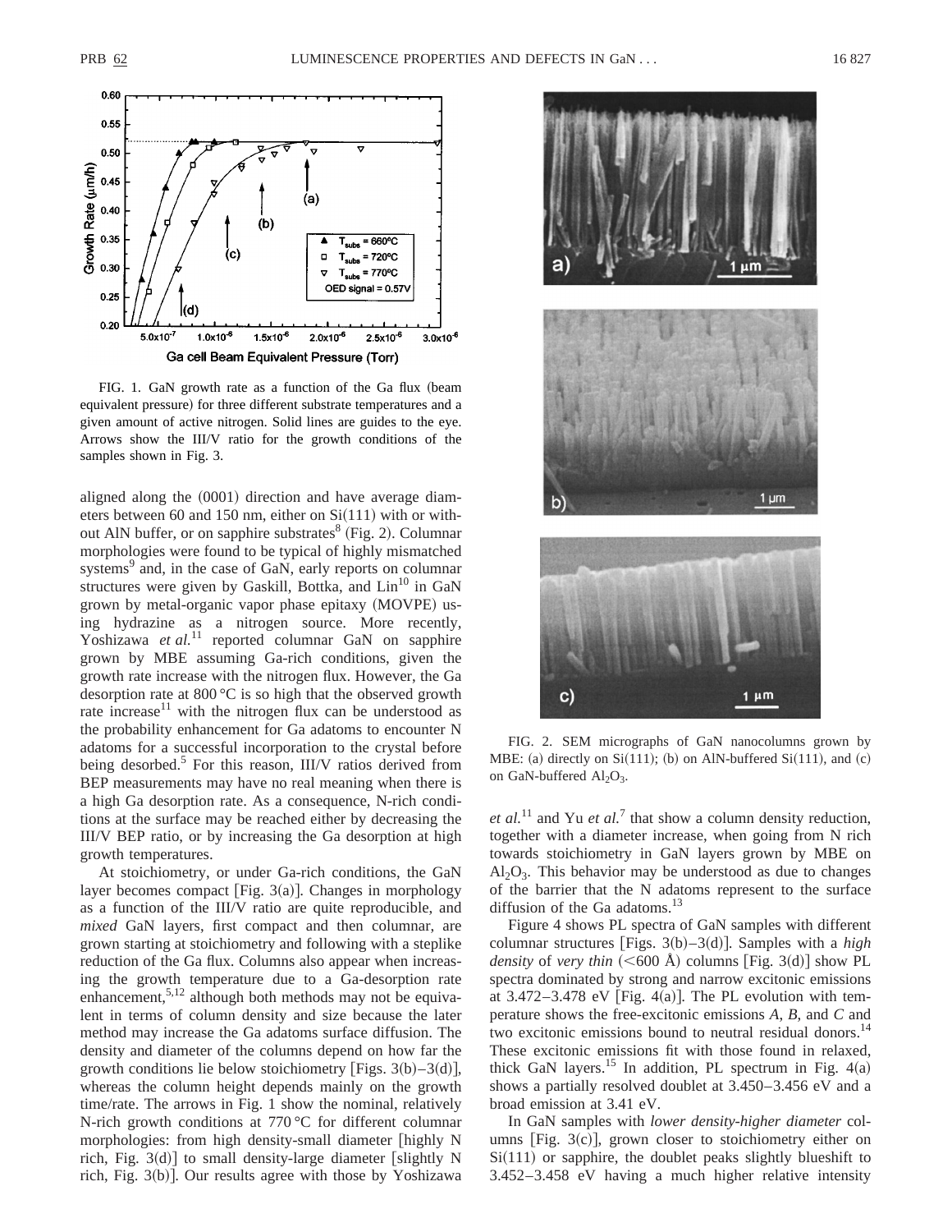FIG. 1. GaN growth rate as a function of the Ga flux (beam equivalent pressure) for three different substrate temperatures and a given amount of active nitrogen. Solid lines are guides to the eye. Arrows show the III/V ratio for the growth conditions of the samples shown in Fig. 3.

aligned along the (0001) direction and have average diameters between 60 and 150 nm, either on Si(111) with or without AlN buffer, or on sapphire substrates[8] (Fig. 2). Columnar morphologies were found to be typical of highly mismatched systems[9] and, in the case of GaN, early reports on columnar structures were given by Gaskill, Bottka, and Lin[10] in GaN grown by metal-organic vapor phase epitaxy (MOVPE) using hydrazine as a nitrogen source. More recently, Yoshizawa *et al.*[11] reported columnar GaN on sapphire grown by MBE assuming Ga-rich conditions, given the growth rate increase with the nitrogen flux. However, the Ga desorption rate at 800 °C is so high that the observed growth rate increase[11] with the nitrogen flux can be understood as the probability enhancement for Ga adatoms to encounter N adatoms for a successful incorporation to the crystal before being desorbed.[5] For this reason, III/V ratios derived from BEP measurements may have no real meaning when there is a high Ga desorption rate. As a consequence, N-rich conditions at the surface may be reached either by decreasing the III/V BEP ratio, or by increasing the Ga desorption at high growth temperatures.

At stoichiometry, or under Ga-rich conditions, the GaN layer becomes compact [Fig. 3(a)]. Changes in morphology as a function of the III/V ratio are quite reproducible, and *mixed* GaN layers, first compact and then columnar, are grown starting at stoichiometry and following with a steplike reduction of the Ga flux. Columns also appear when increasing the growth temperature due to a Ga-desorption rate enhancement,[5,12] although both methods may not be equivalent in terms of column density and size because the later method may increase the Ga adatoms surface diffusion. The density and diameter of the columns depend on how far the growth conditions lie below stoichiometry [Figs. 3(b)–3(d)], whereas the column height depends mainly on the growth time/rate. The arrows in Fig. 1 show the nominal, relatively N-rich growth conditions at 770 °C for different columnar morphologies: from high density-small diameter [highly N rich, Fig. 3(d)] to small density-large diameter [slightly N rich, Fig. 3(b)]. Our results agree with those by Yoshizawa *et al.*[11] and Yu *et al.*[7] that show a column density reduction, together with a diameter increase, when going from N rich towards stoichiometry in GaN layers grown by MBE on $Al_2O_3$. This behavior may be understood as due to changes of the barrier that the N adatoms represent to the surface diffusion of the Ga adatoms.[13]

FIG. 2. SEM micrographs of GaN nanocolumns grown by MBE: (a) directly on Si(111); (b) on AlN-buffered Si(111), and (c) on GaN-buffered $Al_2O_3$.

Figure 4 shows PL spectra of GaN samples with different columnar structures [Figs. 3(b)–3(d)]. Samples with a *high density* of *very thin* (<600 Å) columns [Fig. 3(d)] show PL spectra dominated by strong and narrow excitonic emissions at 3.472–3.478 eV [Fig. 4(a)]. The PL evolution with temperature shows the free-excitonic emissions *A*, *B*, and *C* and two excitonic emissions bound to neutral residual donors.[14] These excitonic emissions fit with those found in relaxed, thick GaN layers.[15] In addition, PL spectrum in Fig. 4(a) shows a partially resolved doublet at 3.450–3.456 eV and a broad emission at 3.41 eV.

In GaN samples with *lower density-higher diameter* columns [Fig. 3(c)], grown closer to stoichiometry either on Si(111) or sapphire, the doublet peaks slightly blueshift to 3.452–3.458 eV having a much higher relative intensity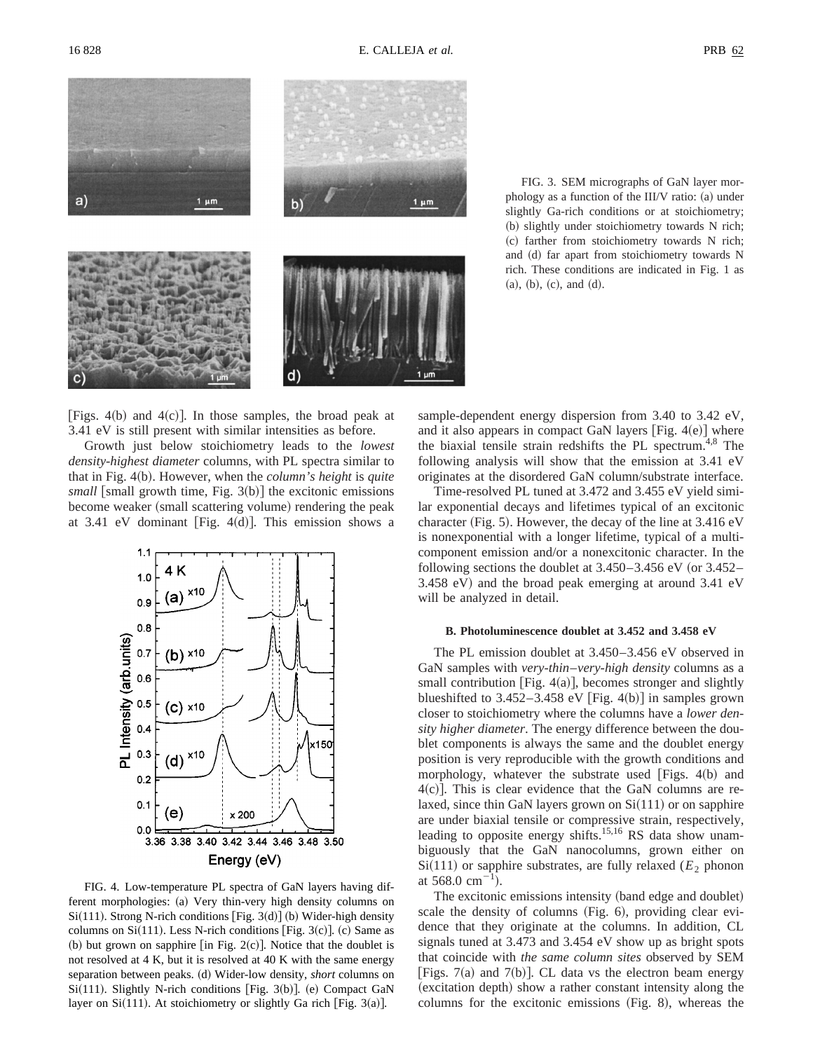FIG. 3. SEM micrographs of GaN layer morphology as a function of the III/V ratio: (a) under slightly Ga-rich conditions or at stoichiometry; (b) slightly under stoichiometry towards N rich; (c) farther from stoichiometry towards N rich; and (d) far apart from stoichiometry towards N rich. These conditions are indicated in Fig. 1 as (a), (b), (c), and (d).

[Figs. 4(b) and 4(c)]. In those samples, the broad peak at 3.41 eV is still present with similar intensities as before.

Growth just below stoichiometry leads to the *lowest density-highest diameter* columns, with PL spectra similar to that in Fig. 4(b). However, when the *column's height* is *quite small* [small growth time, Fig. 3(b)] the excitonic emissions become weaker (small scattering volume) rendering the peak at 3.41 eV dominant [Fig. 4(d)]. This emission shows a sample-dependent energy dispersion from 3.40 to 3.42 eV, and it also appears in compact GaN layers [Fig. 4(e)] where the biaxial tensile strain redshifts the PL spectrum.[4,8] The following analysis will show that the emission at 3.41 eV originates at the disordered GaN column/substrate interface.

FIG. 4. Low-temperature PL spectra of GaN layers having different morphologies: (a) Very thin-very high density columns on Si(111). Strong N-rich conditions [Fig. 3(d)] (b) Wider-high density columns on Si(111). Less N-rich conditions [Fig. 3(c)]. (c) Same as (b) but grown on sapphire [in Fig. 2(c)]. Notice that the doublet is not resolved at 4 K, but it is resolved at 40 K with the same energy separation between peaks. (d) Wider-low density, *short* columns on Si(111). Slightly N-rich conditions [Fig. 3(b)]. (e) Compact GaN layer on Si(111). At stoichiometry or slightly Ga rich [Fig. 3(a)].

Time-resolved PL tuned at 3.472 and 3.455 eV yield similar exponential decays and lifetimes typical of an excitonic character (Fig. 5). However, the decay of the line at 3.416 eV is nonexponential with a longer lifetime, typical of a multicomponent emission and/or a nonexcitonic character. In the following sections the doublet at 3.450–3.456 eV (or 3.452–3.458 eV) and the broad peak emerging at around 3.41 eV will be analyzed in detail.

### B. Photoluminescence doublet at 3.452 and 3.458 eV

The PL emission doublet at 3.450–3.456 eV observed in GaN samples with *very-thin–very-high density* columns as a small contribution [Fig. 4(a)], becomes stronger and slightly blueshifted to 3.452–3.458 eV [Fig. 4(b)] in samples grown closer to stoichiometry where the columns have a *lower density higher diameter*. The energy difference between the doublet components is always the same and the doublet energy position is very reproducible with the growth conditions and morphology, whatever the substrate used [Figs. 4(b) and 4(c)]. This is clear evidence that the GaN columns are relaxed, since thin GaN layers grown on Si(111) or on sapphire are under biaxial tensile or compressive strain, respectively, leading to opposite energy shifts.[15,16] RS data show unambiguously that the GaN nanocolumns, grown either on Si(111) or sapphire substrates, are fully relaxed ($E_2$ phonon at 568.0 cm$^{-1}$).

The excitonic emissions intensity (band edge and doublet) scale the density of columns (Fig. 6), providing clear evidence that they originate at the columns. In addition, CL signals tuned at 3.473 and 3.454 eV show up as bright spots that coincide with *the same column sites* observed by SEM [Figs. 7(a) and 7(b)]. CL data vs the electron beam energy (excitation depth) show a rather constant intensity along the columns for the excitonic emissions (Fig. 8), whereas the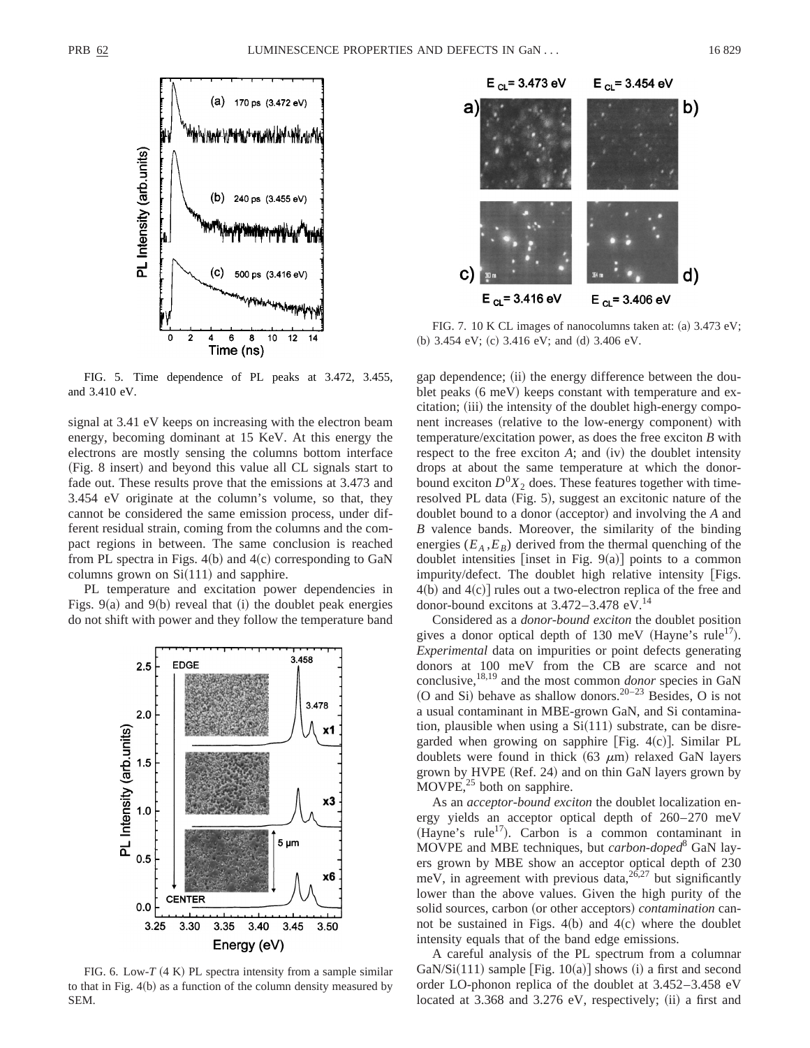FIG. 5. Time dependence of PL peaks at 3.472, 3.455, and 3.410 eV.

FIG. 7. 10 K CL images of nanocolumns taken at: (a) 3.473 eV; (b) 3.454 eV; (c) 3.416 eV; and (d) 3.406 eV.

signal at 3.41 eV keeps on increasing with the electron beam energy, becoming dominant at 15 KeV. At this energy the electrons are mostly sensing the columns bottom interface (Fig. 8 insert) and beyond this value all CL signals start to fade out. These results prove that the emissions at 3.473 and 3.454 eV originate at the column's volume, so that, they cannot be considered the same emission process, under different residual strain, coming from the columns and the compact regions in between. The same conclusion is reached from PL spectra in Figs. 4(b) and 4(c) corresponding to GaN columns grown on Si(111) and sapphire.

PL temperature and excitation power dependencies in Figs. 9(a) and 9(b) reveal that (i) the doublet peak energies do not shift with power and they follow the temperature band gap dependence; (ii) the energy difference between the doublet peaks (6 meV) keeps constant with temperature and excitation; (iii) the intensity of the doublet high-energy component increases (relative to the low-energy component) with temperature/excitation power, as does the free exciton *B* with respect to the free exciton *A*; and (iv) the doublet intensity drops at about the same temperature at which the donor-bound exciton $D^0X_2$ does. These features together with time-resolved PL data (Fig. 5), suggest an excitonic nature of the doublet bound to a donor (acceptor) and involving the *A* and *B* valence bands. Moreover, the similarity of the binding energies ($E_A$,$E_B$) derived from the thermal quenching of the doublet intensities [inset in Fig. 9(a)] points to a common impurity/defect. The doublet high relative intensity [Figs. 4(b) and 4(c)] rules out a two-electron replica of the free and donor-bound excitons at 3.472–3.478 eV.[14]

FIG. 6. Low-*T* (4 K) PL spectra intensity from a sample similar to that in Fig. 4(b) as a function of the column density measured by SEM.

Considered as a *donor-bound exciton* the doublet position gives a donor optical depth of 130 meV (Hayne's rule[17]). *Experimental* data on impurities or point defects generating donors at 100 meV from the CB are scarce and not conclusive,[18,19] and the most common *donor* species in GaN (O and Si) behave as shallow donors.[20–23] Besides, O is not a usual contaminant in MBE-grown GaN, and Si contamination, plausible when using a Si(111) substrate, can be disregarded when growing on sapphire [Fig. 4(c)]. Similar PL doublets were found in thick (63 μm) relaxed GaN layers grown by HVPE (Ref. 24) and on thin GaN layers grown by MOVPE,[25] both on sapphire.

As an *acceptor-bound exciton* the doublet localization energy yields an acceptor optical depth of 260–270 meV (Hayne's rule[17]). Carbon is a common contaminant in MOVPE and MBE techniques, but *carbon-doped*[8] GaN layers grown by MBE show an acceptor optical depth of 230 meV, in agreement with previous data,[26,27] but significantly lower than the above values. Given the high purity of the solid sources, carbon (or other acceptors) *contamination* cannot be sustained in Figs. 4(b) and 4(c) where the doublet intensity equals that of the band edge emissions.

A careful analysis of the PL spectrum from a columnar GaN/Si(111) sample [Fig. 10(a)] shows (i) a first and second order LO-phonon replica of the doublet at 3.452–3.458 eV located at 3.368 and 3.276 eV, respectively; (ii) a first and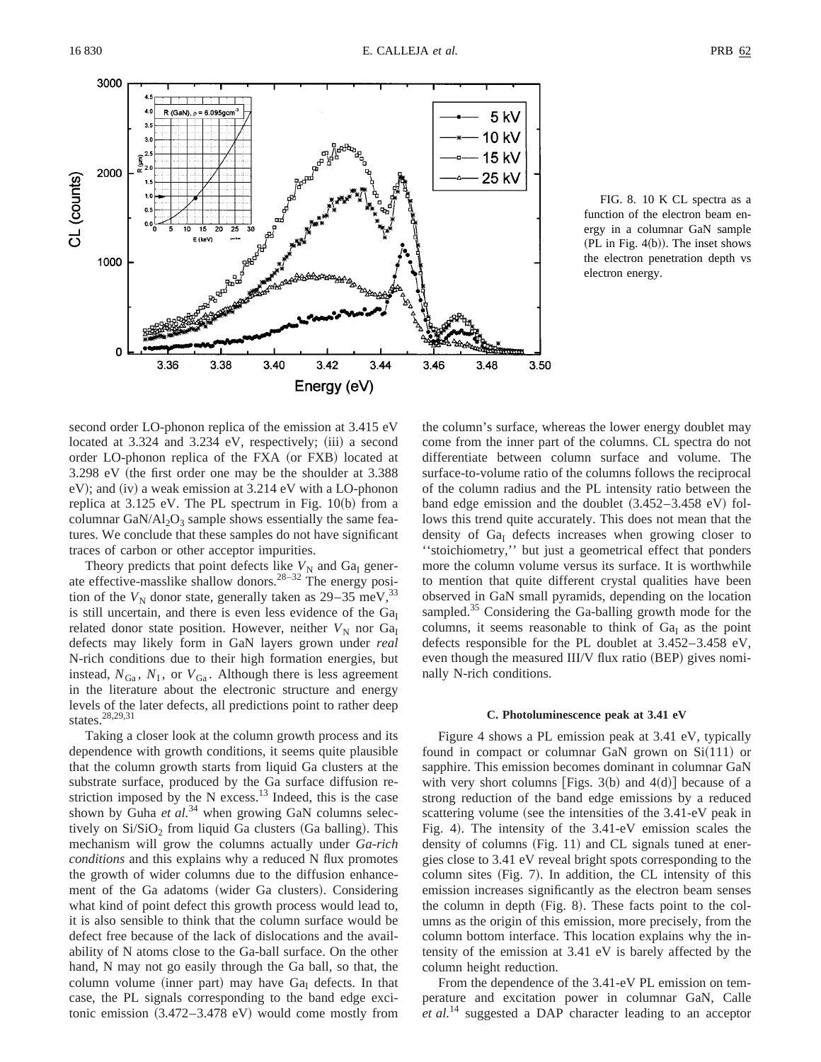FIG. 8. 10 K CL spectra as a function of the electron beam energy in a columnar GaN sample (PL in Fig. 4(b)). The inset shows the electron penetration depth vs electron energy.

second order LO-phonon replica of the emission at 3.415 eV located at 3.324 and 3.234 eV, respectively; (iii) a second order LO-phonon replica of the FXA (or FXB) located at 3.298 eV (the first order one may be the shoulder at 3.388 eV); and (iv) a weak emission at 3.214 eV with a LO-phonon replica at 3.125 eV. The PL spectrum in Fig. 10(b) from a columnar $GaN/Al_2O_3$ sample shows essentially the same features. We conclude that these samples do not have significant traces of carbon or other acceptor impurities.

Theory predicts that point defects like $V_N$ and $Ga_I$ generate effective-masslike shallow donors.[28–32] The energy position of the $V_N$ donor state, generally taken as 29–35 meV,[33] is still uncertain, and there is even less evidence of the $Ga_I$ related donor state position. However, neither $V_N$ nor $Ga_I$ defects may likely form in GaN layers grown under *real* N-rich conditions due to their high formation energies, but instead, $N_{Ga}$, $N_I$, or $V_{Ga}$. Although there is less agreement in the literature about the electronic structure and energy levels of the later defects, all predictions point to rather deep states.[28,29,31]

Taking a closer look at the column growth process and its dependence with growth conditions, it seems quite plausible that the column growth starts from liquid Ga clusters at the substrate surface, produced by the Ga surface diffusion restriction imposed by the N excess.[13] Indeed, this is the case shown by Guha *et al.*[34] when growing GaN columns selectively on $Si/SiO_2$ from liquid Ga clusters (Ga balling). This mechanism will grow the columns actually under *Ga-rich conditions* and this explains why a reduced N flux promotes the growth of wider columns due to the diffusion enhancement of the Ga adatoms (wider Ga clusters). Considering what kind of point defect this growth process would lead to, it is also sensible to think that the column surface would be defect free because of the lack of dislocations and the availability of N atoms close to the Ga-ball surface. On the other hand, N may not go easily through the Ga ball, so that, the column volume (inner part) may have $Ga_I$ defects. In that case, the PL signals corresponding to the band edge excitonic emission (3.472–3.478 eV) would come mostly from the column's surface, whereas the lower energy doublet may come from the inner part of the columns. CL spectra do not differentiate between column surface and volume. The surface-to-volume ratio of the columns follows the reciprocal of the column radius and the PL intensity ratio between the band edge emission and the doublet (3.452–3.458 eV) follows this trend quite accurately. This does not mean that the density of $Ga_I$ defects increases when growing closer to ''stoichiometry,'' but just a geometrical effect that ponders more the column volume versus its surface. It is worthwhile to mention that quite different crystal qualities have been observed in GaN small pyramids, depending on the location sampled.[35] Considering the Ga-balling growth mode for the columns, it seems reasonable to think of $Ga_I$ as the point defects responsible for the PL doublet at 3.452–3.458 eV, even though the measured III/V flux ratio (BEP) gives nominally N-rich conditions.

### C. Photoluminescence peak at 3.41 eV

Figure 4 shows a PL emission peak at 3.41 eV, typically found in compact or columnar GaN grown on Si(111) or sapphire. This emission becomes dominant in columnar GaN with very short columns [Figs. 3(b) and 4(d)] because of a strong reduction of the band edge emissions by a reduced scattering volume (see the intensities of the 3.41-eV peak in Fig. 4). The intensity of the 3.41-eV emission scales the density of columns (Fig. 11) and CL signals tuned at energies close to 3.41 eV reveal bright spots corresponding to the column sites (Fig. 7). In addition, the CL intensity of this emission increases significantly as the electron beam senses the column in depth (Fig. 8). These facts point to the columns as the origin of this emission, more precisely, from the column bottom interface. This location explains why the intensity of the emission at 3.41 eV is barely affected by the column height reduction.

From the dependence of the 3.41-eV PL emission on temperature and excitation power in columnar GaN, Calle *et al.*[14] suggested a DAP character leading to an acceptor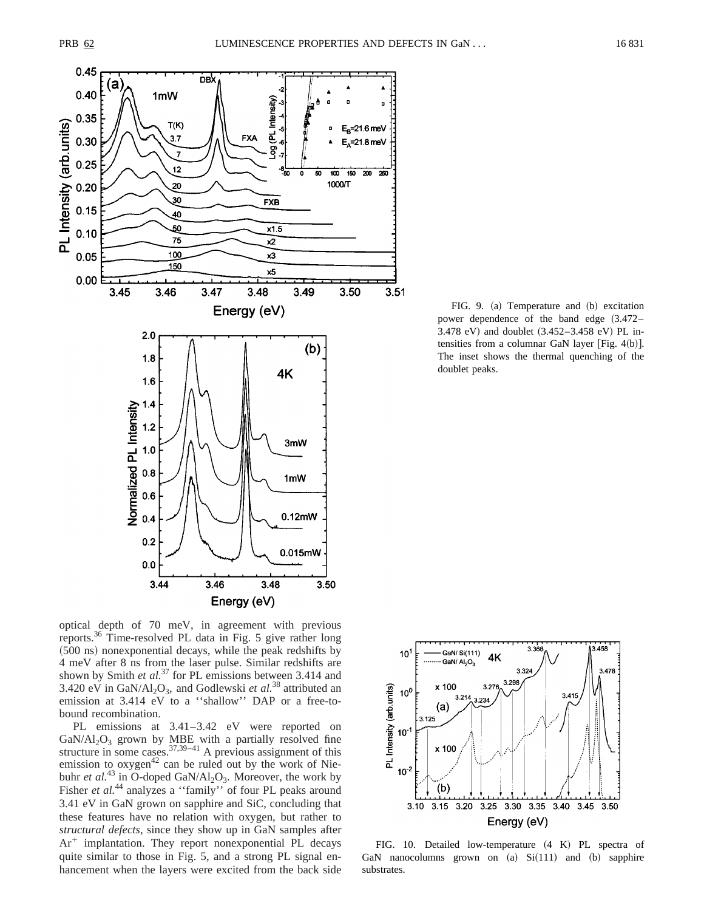FIG. 9. (a) Temperature and (b) excitation power dependence of the band edge (3.472–3.478 eV) and doublet (3.452–3.458 eV) PL intensities from a columnar GaN layer [Fig. 4(b)]. The inset shows the thermal quenching of the doublet peaks.

optical depth of 70 meV, in agreement with previous reports.[36] Time-resolved PL data in Fig. 5 give rather long (500 ns) nonexponential decays, while the peak redshifts by 4 meV after 8 ns from the laser pulse. Similar redshifts are shown by Smith *et al.*[37] for PL emissions between 3.414 and 3.420 eV in GaN/$Al_2O_3$, and Godlewski *et al.*[38] attributed an emission at 3.414 eV to a ''shallow'' DAP or a free-to-bound recombination.

PL emissions at 3.41–3.42 eV were reported on GaN/$Al_2O_3$ grown by MBE with a partially resolved fine structure in some cases.[37,39–41] A previous assignment of this emission to oxygen[42] can be ruled out by the work of Niebuhr *et al.*[43] in O-doped GaN/$Al_2O_3$. Moreover, the work by Fisher *et al.*[44] analyzes a ''family'' of four PL peaks around 3.41 eV in GaN grown on sapphire and SiC, concluding that these features have no relation with oxygen, but rather to *structural defects*, since they show up in GaN samples after $Ar^+$ implantation. They report nonexponential PL decays quite similar to those in Fig. 5, and a strong PL signal enhancement when the layers were excited from the back side

FIG. 10. Detailed low-temperature (4 K) PL spectra of GaN nanocolumns grown on (a) Si(111) and (b) sapphire substrates.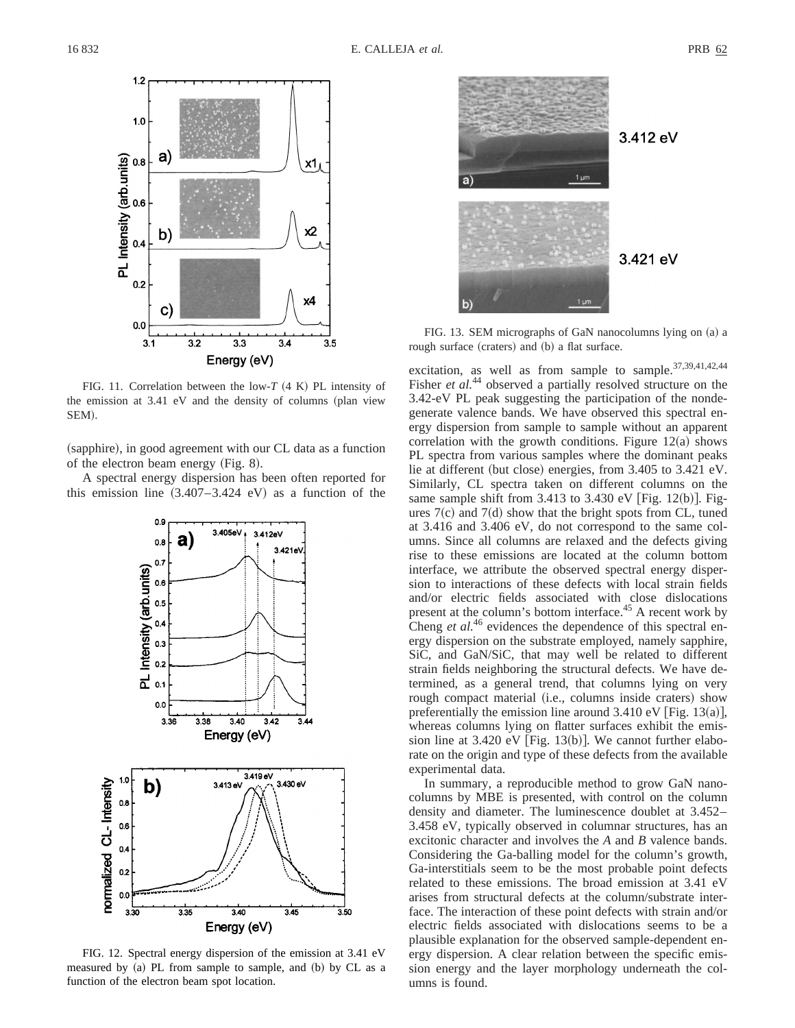FIG. 11. Correlation between the low-$T$ (4 K) PL intensity of the emission at 3.41 eV and the density of columns (plan view SEM).

(sapphire), in good agreement with our CL data as a function of the electron beam energy (Fig. 8).

A spectral energy dispersion has been often reported for this emission line (3.407–3.424 eV) as a function of the excitation, as well as from sample to sample.[37,39,41,42,44] Fisher *et al.*[44] observed a partially resolved structure on the 3.42-eV PL peak suggesting the participation of the nondegenerate valence bands. We have observed this spectral energy dispersion from sample to sample without an apparent correlation with the growth conditions. Figure 12(a) shows PL spectra from various samples where the dominant peaks lie at different (but close) energies, from 3.405 to 3.421 eV. Similarly, CL spectra taken on different columns on the same sample shift from 3.413 to 3.430 eV [Fig. 12(b)]. Figures 7(c) and 7(d) show that the bright spots from CL, tuned at 3.416 and 3.406 eV, do not correspond to the same columns. Since all columns are relaxed and the defects giving rise to these emissions are located at the column bottom interface, we attribute the observed spectral energy dispersion to interactions of these defects with local strain fields and/or electric fields associated with close dislocations present at the column's bottom interface.[45] A recent work by Cheng *et al.*[46] evidences the dependence of this spectral energy dispersion on the substrate employed, namely sapphire, SiC, and GaN/SiC, that may well be related to different strain fields neighboring the structural defects. We have determined, as a general trend, that columns lying on very rough compact material (i.e., columns inside craters) show preferentially the emission line around 3.410 eV [Fig. 13(a)], whereas columns lying on flatter surfaces exhibit the emission line at 3.420 eV [Fig. 13(b)]. We cannot further elaborate on the origin and type of these defects from the available experimental data.

FIG. 12. Spectral energy dispersion of the emission at 3.41 eV measured by (a) PL from sample to sample, and (b) by CL as a function of the electron beam spot location.

FIG. 13. SEM micrographs of GaN nanocolumns lying on (a) a rough surface (craters) and (b) a flat surface.

In summary, a reproducible method to grow GaN nanocolumns by MBE is presented, with control on the column density and diameter. The luminescence doublet at 3.452–3.458 eV, typically observed in columnar structures, has an excitonic character and involves the $A$ and $B$ valence bands. Considering the Ga-balling model for the column's growth, Ga-interstitials seem to be the most probable point defects related to these emissions. The broad emission at 3.41 eV arises from structural defects at the column/substrate interface. The interaction of these point defects with strain and/or electric fields associated with dislocations seems to be a plausible explanation for the observed sample-dependent energy dispersion. A clear relation between the specific emission energy and the layer morphology underneath the columns is found.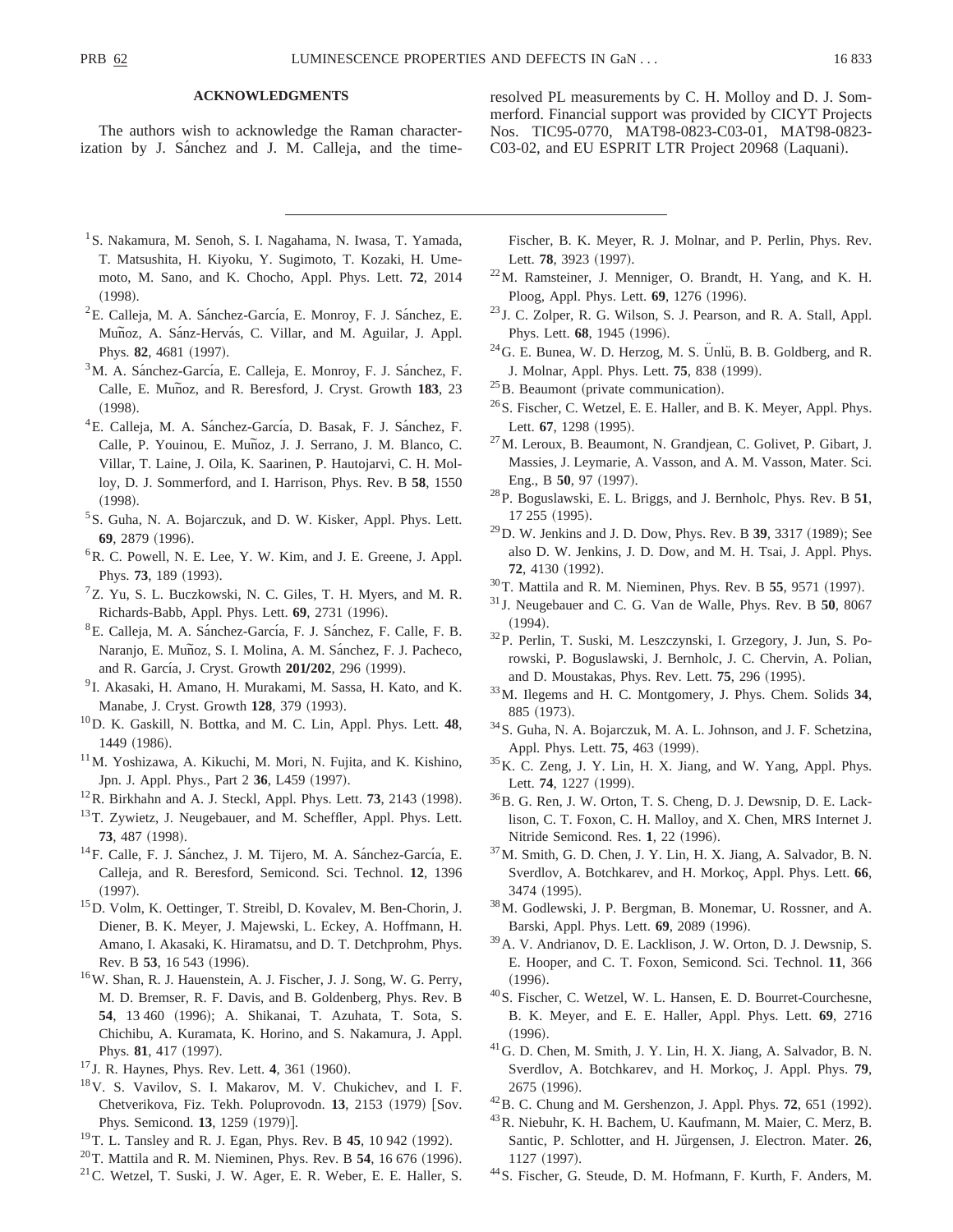## ACKNOWLEDGMENTS

The authors wish to acknowledge the Raman characterization by J. Sánchez and J. M. Calleja, and the time-resolved PL measurements by C. H. Molloy and D. J. Sommerford. Financial support was provided by CICYT Projects Nos. TIC95-0770, MAT98-0823-C03-01, MAT98-0823-C03-02, and EU ESPRIT LTR Project 20968 (Laquani).

---

[1] S. Nakamura, M. Senoh, S. I. Nagahama, N. Iwasa, T. Yamada, T. Matsushita, H. Kiyoku, Y. Sugimoto, T. Kozaki, H. Umemoto, M. Sano, and K. Chocho, Appl. Phys. Lett. **72**, 2014 (1998).

[2] E. Calleja, M. A. Sánchez-García, E. Monroy, F. J. Sánchez, E. Muñoz, A. Sánz-Hervás, C. Villar, and M. Aguilar, J. Appl. Phys. **82**, 4681 (1997).

[3] M. A. Sánchez-García, E. Calleja, E. Monroy, F. J. Sánchez, F. Calle, E. Muñoz, and R. Beresford, J. Cryst. Growth **183**, 23 (1998).

[4] E. Calleja, M. A. Sánchez-García, D. Basak, F. J. Sánchez, F. Calle, P. Youinou, E. Muñoz, J. J. Serrano, J. M. Blanco, C. Villar, T. Laine, J. Oila, K. Saarinen, P. Hautojarvi, C. H. Molloy, D. J. Sommerford, and I. Harrison, Phys. Rev. B **58**, 1550 (1998).

[5] S. Guha, N. A. Bojarczuk, and D. W. Kisker, Appl. Phys. Lett. **69**, 2879 (1996).

[6] R. C. Powell, N. E. Lee, Y. W. Kim, and J. E. Greene, J. Appl. Phys. **73**, 189 (1993).

[7] Z. Yu, S. L. Buczkowski, N. C. Giles, T. H. Myers, and M. R. Richards-Babb, Appl. Phys. Lett. **69**, 2731 (1996).

[8] E. Calleja, M. A. Sánchez-García, F. J. Sánchez, F. Calle, F. B. Naranjo, E. Muñoz, S. I. Molina, A. M. Sánchez, F. J. Pacheco, and R. García, J. Cryst. Growth **201/202**, 296 (1999).

[9] I. Akasaki, H. Amano, H. Murakami, M. Sassa, H. Kato, and K. Manabe, J. Cryst. Growth **128**, 379 (1993).

[10] D. K. Gaskill, N. Bottka, and M. C. Lin, Appl. Phys. Lett. **48**, 1449 (1986).

[11] M. Yoshizawa, A. Kikuchi, M. Mori, N. Fujita, and K. Kishino, Jpn. J. Appl. Phys., Part 2 **36**, L459 (1997).

[12] R. Birkhahn and A. J. Steckl, Appl. Phys. Lett. **73**, 2143 (1998).

[13] T. Zywietz, J. Neugebauer, and M. Scheffler, Appl. Phys. Lett. **73**, 487 (1998).

[14] F. Calle, F. J. Sánchez, J. M. Tijero, M. A. Sánchez-García, E. Calleja, and R. Beresford, Semicond. Sci. Technol. **12**, 1396 (1997).

[15] D. Volm, K. Oettinger, T. Streibl, D. Kovalev, M. Ben-Chorin, J. Diener, B. K. Meyer, J. Majewski, L. Eckey, A. Hoffmann, H. Amano, I. Akasaki, K. Hiramatsu, and D. T. Detchprohm, Phys. Rev. B **53**, 16 543 (1996).

[16] W. Shan, R. J. Hauenstein, A. J. Fischer, J. J. Song, W. G. Perry, M. D. Bremser, R. F. Davis, and B. Goldenberg, Phys. Rev. B **54**, 13 460 (1996); A. Shikanai, T. Azuhata, T. Sota, S. Chichibu, A. Kuramata, K. Horino, and S. Nakamura, J. Appl. Phys. **81**, 417 (1997).

[17] J. R. Haynes, Phys. Rev. Lett. **4**, 361 (1960).

[18] V. S. Vavilov, S. I. Makarov, M. V. Chukichev, and I. F. Chetverikova, Fiz. Tekh. Poluprovodn. **13**, 2153 (1979) [Sov. Phys. Semicond. **13**, 1259 (1979)].

[19] T. L. Tansley and R. J. Egan, Phys. Rev. B **45**, 10 942 (1992).

[20] T. Mattila and R. M. Nieminen, Phys. Rev. B **54**, 16 676 (1996).

[21] C. Wetzel, T. Suski, J. W. Ager, E. R. Weber, E. E. Haller, S. Fischer, B. K. Meyer, R. J. Molnar, and P. Perlin, Phys. Rev. Lett. **78**, 3923 (1997).

[22] M. Ramsteiner, J. Menniger, O. Brandt, H. Yang, and K. H. Ploog, Appl. Phys. Lett. **69**, 1276 (1996).

[23] J. C. Zolper, R. G. Wilson, S. J. Pearson, and R. A. Stall, Appl. Phys. Lett. **68**, 1945 (1996).

[24] G. E. Bunea, W. D. Herzog, M. S. Ünlü, B. B. Goldberg, and R. J. Molnar, Appl. Phys. Lett. **75**, 838 (1999).

[25] B. Beaumont (private communication).

[26] S. Fischer, C. Wetzel, E. E. Haller, and B. K. Meyer, Appl. Phys. Lett. **67**, 1298 (1995).

[27] M. Leroux, B. Beaumont, N. Grandjean, C. Golivet, P. Gibart, J. Massies, J. Leymarie, A. Vasson, and A. M. Vasson, Mater. Sci. Eng., B **50**, 97 (1997).

[28] P. Boguslawski, E. L. Briggs, and J. Bernholc, Phys. Rev. B **51**, 17 255 (1995).

[29] D. W. Jenkins and J. D. Dow, Phys. Rev. B **39**, 3317 (1989); See also D. W. Jenkins, J. D. Dow, and M. H. Tsai, J. Appl. Phys. **72**, 4130 (1992).

[30] T. Mattila and R. M. Nieminen, Phys. Rev. B **55**, 9571 (1997).

[31] J. Neugebauer and C. G. Van de Walle, Phys. Rev. B **50**, 8067 (1994).

[32] P. Perlin, T. Suski, M. Leszczynski, I. Grzegory, J. Jun, S. Porowski, P. Boguslawski, J. Bernholc, J. C. Chervin, A. Polian, and D. Moustakas, Phys. Rev. Lett. **75**, 296 (1995).

[33] M. Ilegems and H. C. Montgomery, J. Phys. Chem. Solids **34**, 885 (1973).

[34] S. Guha, N. A. Bojarczuk, M. A. L. Johnson, and J. F. Schetzina, Appl. Phys. Lett. **75**, 463 (1999).

[35] K. C. Zeng, J. Y. Lin, H. X. Jiang, and W. Yang, Appl. Phys. Lett. **74**, 1227 (1999).

[36] B. G. Ren, J. W. Orton, T. S. Cheng, D. J. Dewsnip, D. E. Lacklison, C. T. Foxon, C. H. Malloy, and X. Chen, MRS Internet J. Nitride Semicond. Res. **1**, 22 (1996).

[37] M. Smith, G. D. Chen, J. Y. Lin, H. X. Jiang, A. Salvador, B. N. Sverdlov, A. Botchkarev, and H. Morkoç, Appl. Phys. Lett. **66**, 3474 (1995).

[38] M. Godlewski, J. P. Bergman, B. Monemar, U. Rossner, and A. Barski, Appl. Phys. Lett. **69**, 2089 (1996).

[39] A. V. Andrianov, D. E. Lacklison, J. W. Orton, D. J. Dewsnip, S. E. Hooper, and C. T. Foxon, Semicond. Sci. Technol. **11**, 366 (1996).

[40] S. Fischer, C. Wetzel, W. L. Hansen, E. D. Bourret-Courchesne, B. K. Meyer, and E. E. Haller, Appl. Phys. Lett. **69**, 2716 (1996).

[41] G. D. Chen, M. Smith, J. Y. Lin, H. X. Jiang, A. Salvador, B. N. Sverdlov, A. Botchkarev, and H. Morkoç, J. Appl. Phys. **79**, 2675 (1996).

[42] B. C. Chung and M. Gershenzon, J. Appl. Phys. **72**, 651 (1992).

[43] R. Niebuhr, K. H. Bachem, U. Kaufmann, M. Maier, C. Merz, B. Santic, P. Schlotter, and H. Jürgensen, J. Electron. Mater. **26**, 1127 (1997).

[44] S. Fischer, G. Steude, D. M. Hofmann, F. Kurth, F. Anders, M.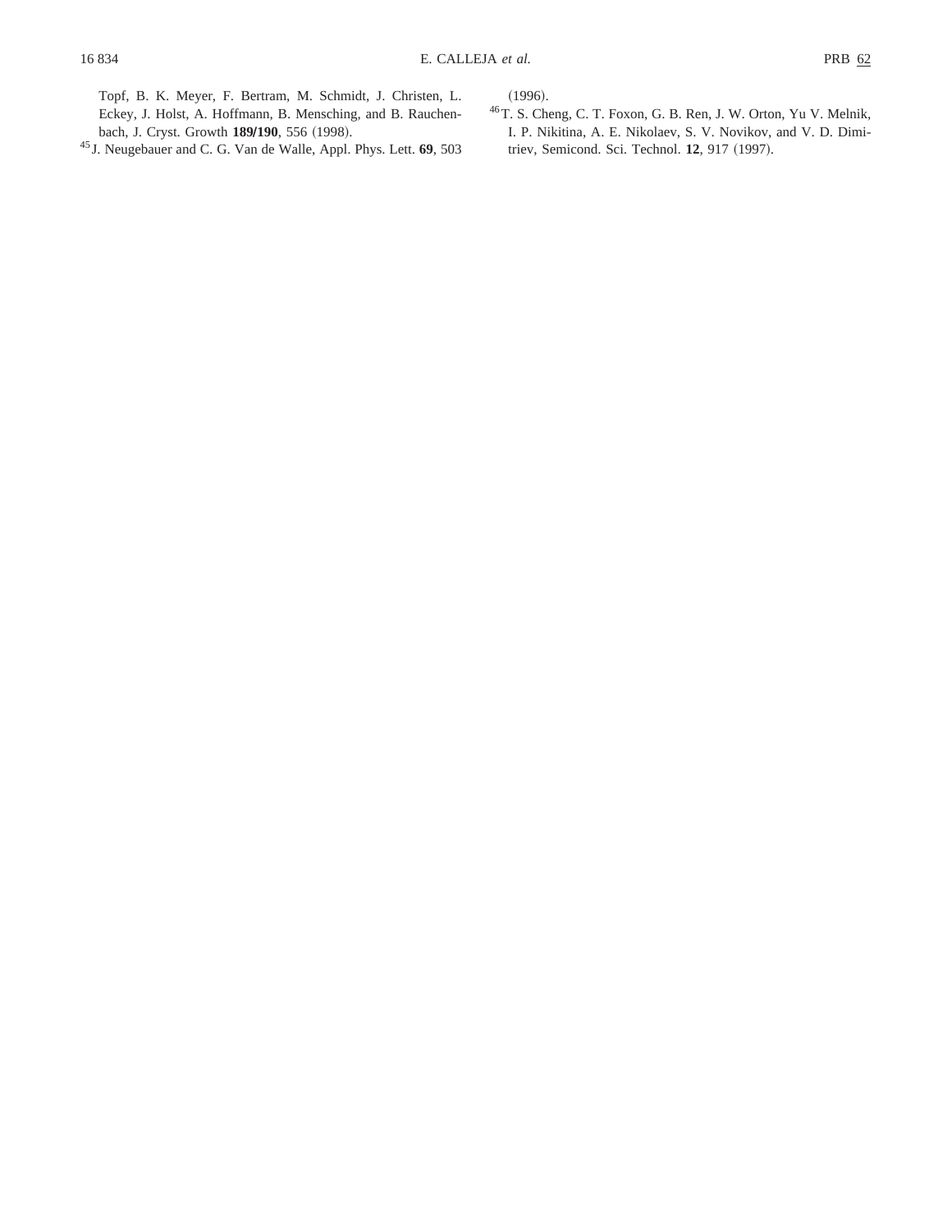Topf, B. K. Meyer, F. Bertram, M. Schmidt, J. Christen, L. Eckey, J. Holst, A. Hoffmann, B. Mensching, and B. Rauchenbach, J. Cryst. Growth **189/190**, 556 (1998).

[45] J. Neugebauer and C. G. Van de Walle, Appl. Phys. Lett. **69**, 503 (1996).

[46] T. S. Cheng, C. T. Foxon, G. B. Ren, J. W. Orton, Yu V. Melnik, I. P. Nikitina, A. E. Nikolaev, S. V. Novikov, and V. D. Dimitriev, Semicond. Sci. Technol. **12**, 917 (1997).